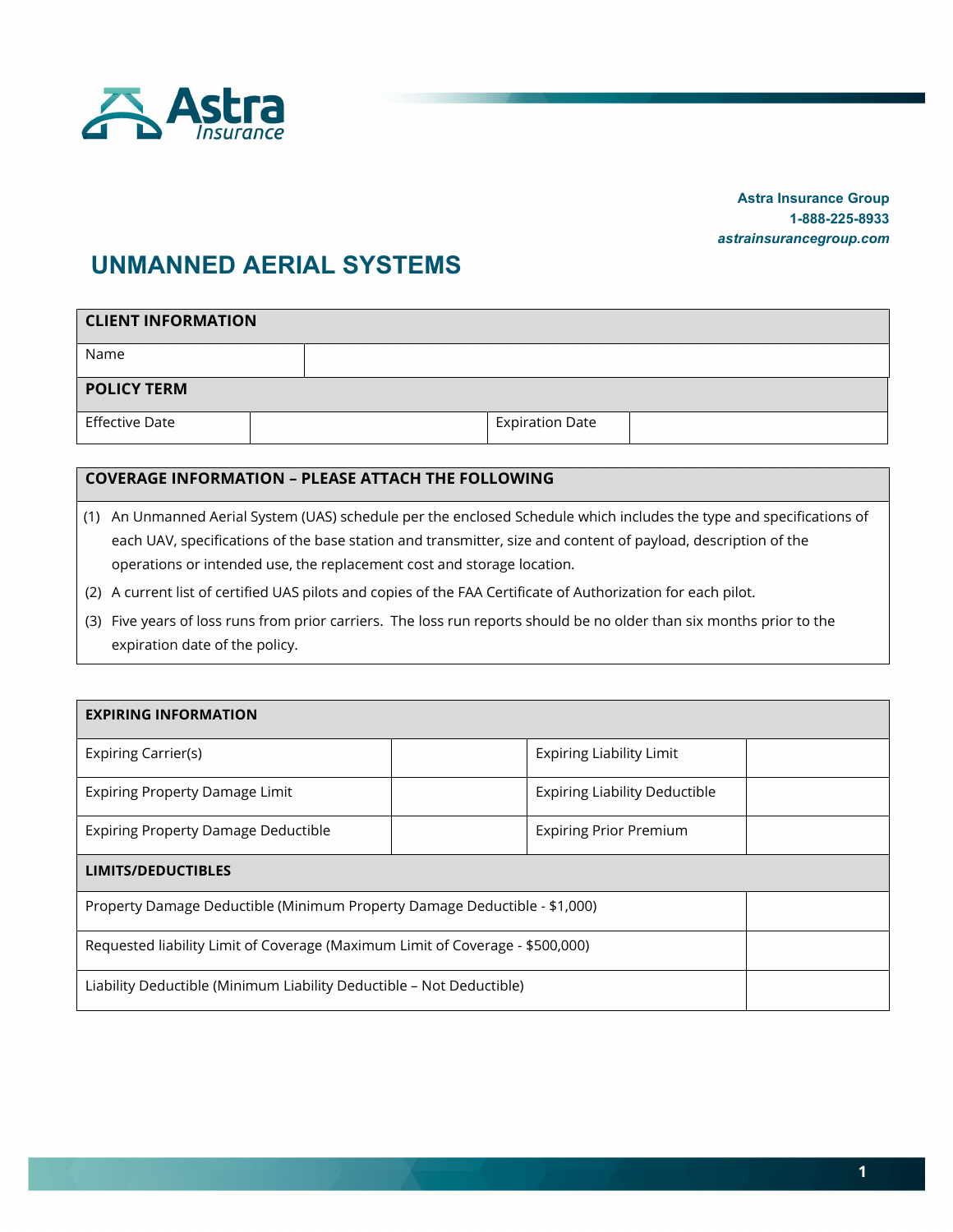Astra Insurance

**Astra Insurance Group**
**1-888-225-8933**
***astrainsurancegroup.com***

# UNMANNED AERIAL SYSTEMS

| **CLIENT INFORMATION** | | | |
|---|---|---|---|
| Name | | | |
| **POLICY TERM** | | | |
| Effective Date | | Expiration Date | |

## COVERAGE INFORMATION – PLEASE ATTACH THE FOLLOWING

(1) An Unmanned Aerial System (UAS) schedule per the enclosed Schedule which includes the type and specifications of each UAV, specifications of the base station and transmitter, size and content of payload, description of the operations or intended use, the replacement cost and storage location.

(2) A current list of certified UAS pilots and copies of the FAA Certificate of Authorization for each pilot.

(3) Five years of loss runs from prior carriers. The loss run reports should be no older than six months prior to the expiration date of the policy.

| **EXPIRING INFORMATION** | | | |
|---|---|---|---|
| Expiring Carrier(s) | | Expiring Liability Limit | |
| Expiring Property Damage Limit | | Expiring Liability Deductible | |
| Expiring Property Damage Deductible | | Expiring Prior Premium | |

| **LIMITS/DEDUCTIBLES** | |
|---|---|
| Property Damage Deductible (Minimum Property Damage Deductible - $1,000) | |
| Requested liability Limit of Coverage (Maximum Limit of Coverage - $500,000) | |
| Liability Deductible (Minimum Liability Deductible – Not Deductible) | |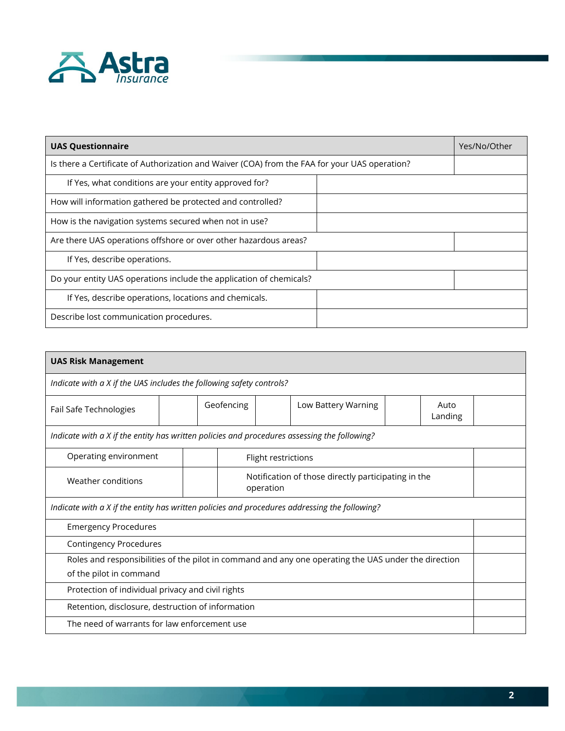| UAS Questionnaire | Yes/No/Other |
|---|---|
| Is there a Certificate of Authorization and Waiver (COA) from the FAA for your UAS operation? | |
| If Yes, what conditions are your entity approved for? | |
| How will information gathered be protected and controlled? | |
| How is the navigation systems secured when not in use? | |
| Are there UAS operations offshore or over other hazardous areas? | |
| If Yes, describe operations. | |
| Do your entity UAS operations include the application of chemicals? | |
| If Yes, describe operations, locations and chemicals. | |
| Describe lost communication procedures. | |

| UAS Risk Management | | | | | | | |
|---|---|---|---|---|---|---|---|
| *Indicate with a X if the UAS includes the following safety controls?* | | | | | | | |
| Fail Safe Technologies | | Geofencing | | Low Battery Warning | | Auto Landing | |
| *Indicate with a X if the entity has written policies and procedures assessing the following?* | | | | | | | |
| Operating environment | | Flight restrictions | | | | | |
| Weather conditions | | Notification of those directly participating in the operation | | | | | |
| *Indicate with a X if the entity has written policies and procedures addressing the following?* | | | | | | | |
| Emergency Procedures | | | | | | | |
| Contingency Procedures | | | | | | | |
| Roles and responsibilities of the pilot in command and any one operating the UAS under the direction of the pilot in command | | | | | | | |
| Protection of individual privacy and civil rights | | | | | | | |
| Retention, disclosure, destruction of information | | | | | | | |
| The need of warrants for law enforcement use | | | | | | | |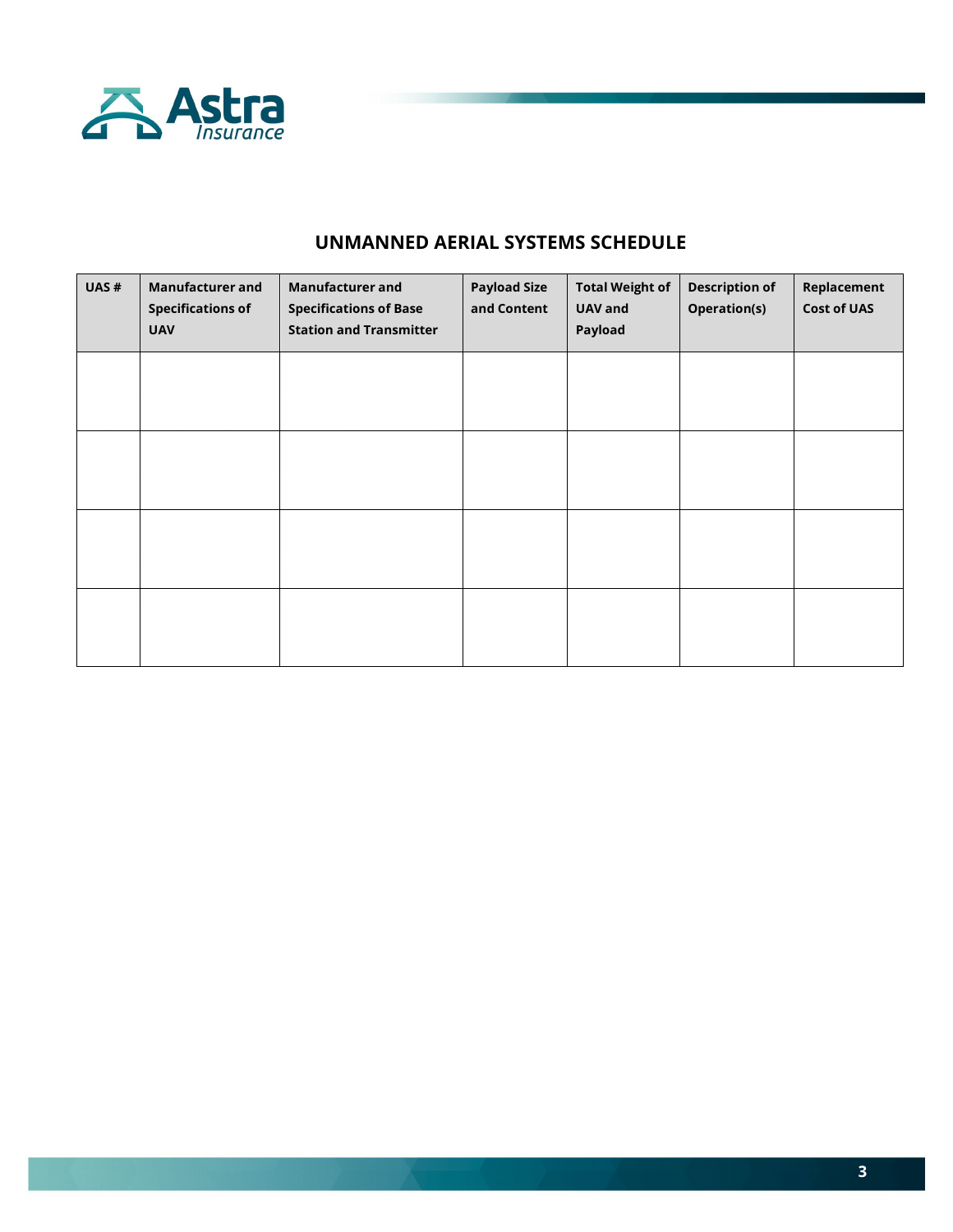## UNMANNED AERIAL SYSTEMS SCHEDULE

| UAS # | Manufacturer and Specifications of UAV | Manufacturer and Specifications of Base Station and Transmitter | Payload Size and Content | Total Weight of UAV and Payload | Description of Operation(s) | Replacement Cost of UAS |
|---|---|---|---|---|---|---|
| | | | | | | |
| | | | | | | |
| | | | | | | |
| | | | | | | |